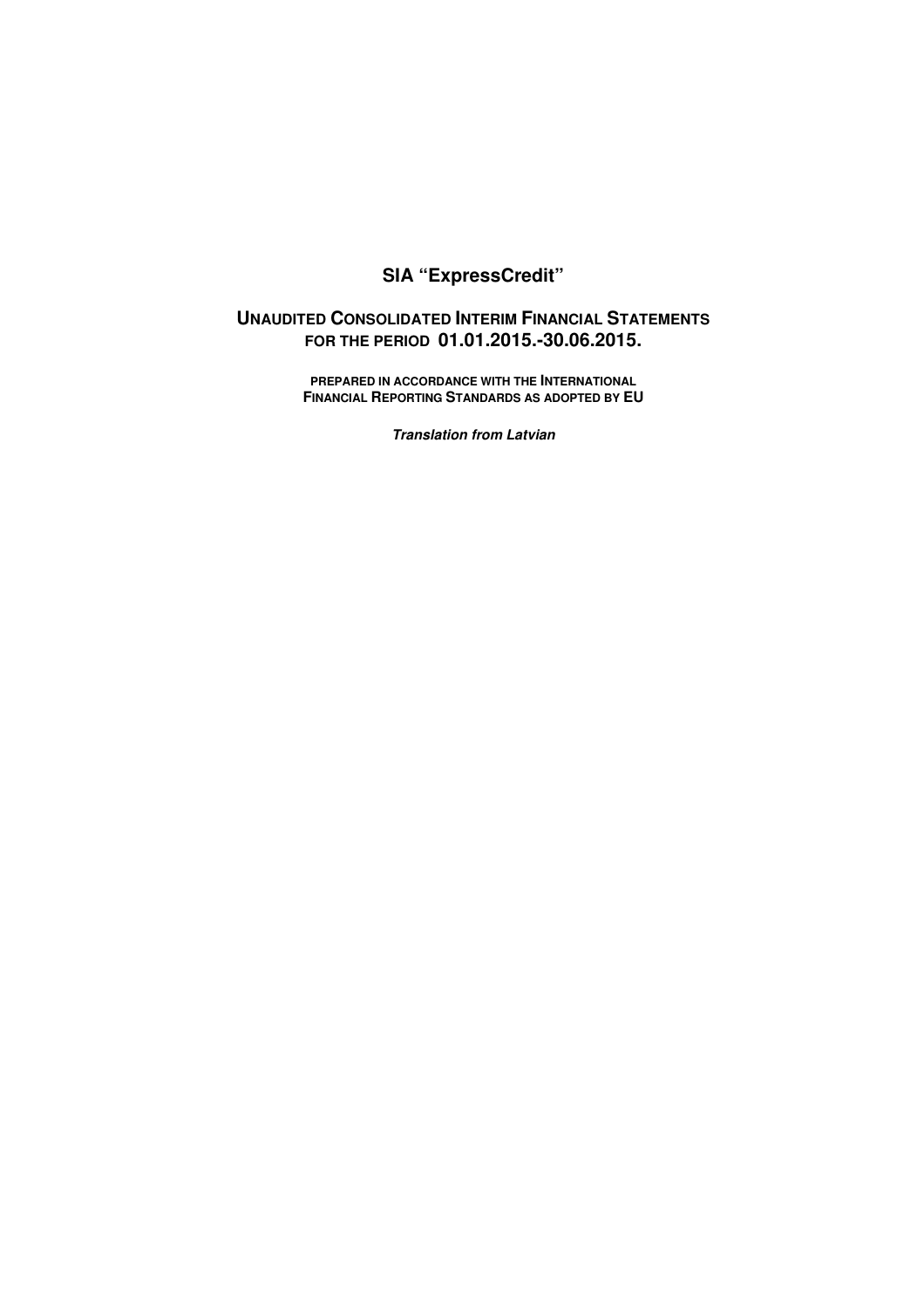# SIA "ExpressCredit"

## Unaudited Consolidated Interim Financial Statements for the period 01.01.2015.-30.06.2015.

**PREPARED IN ACCORDANCE WITH THE INTERNATIONAL FINANCIAL REPORTING STANDARDS AS ADOPTED BY EU**

***Translation from Latvian***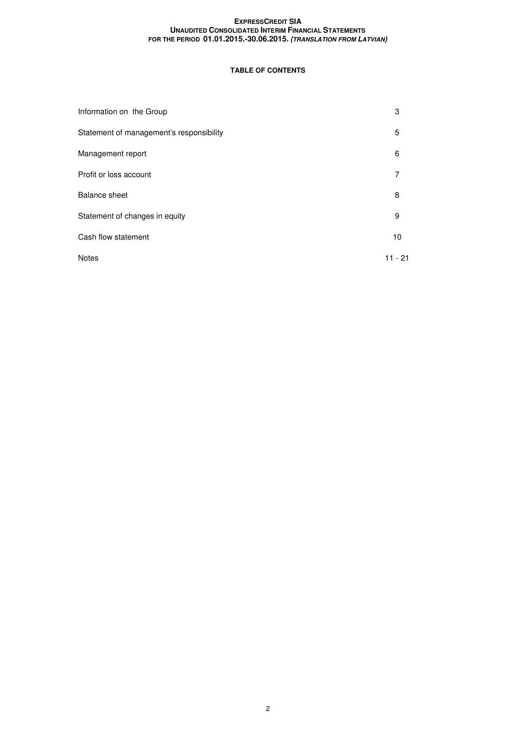**TABLE OF CONTENTS**

| | |
|---|---|
| Information on the Group | 3 |
| Statement of management's responsibility | 5 |
| Management report | 6 |
| Profit or loss account | 7 |
| Balance sheet | 8 |
| Statement of changes in equity | 9 |
| Cash flow statement | 10 |
| Notes | 11 - 21 |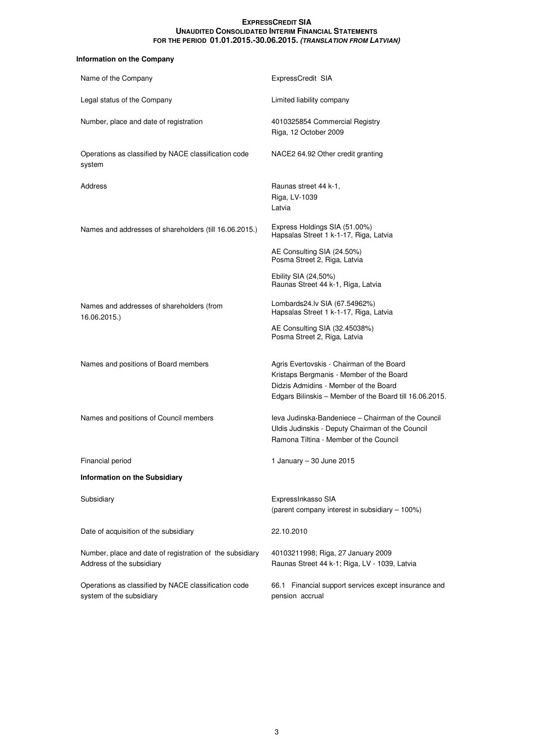**Information on the Company**

| | |
|---|---|
| Name of the Company | ExpressCredit SIA |
| Legal status of the Company | Limited liability company |
| Number, place and date of registration | 4010325854 Commercial Registry<br>Riga, 12 October 2009 |
| Operations as classified by NACE classification code system | NACE2 64.92 Other credit granting |
| Address | Raunas street 44 k-1,<br>Riga, LV-1039<br>Latvia |
| Names and addresses of shareholders (till 16.06.2015.) | Express Holdings SIA (51.00%)<br>Hapsalas Street 1 k-1-17, Riga, Latvia<br><br>AE Consulting SIA (24.50%)<br>Posma Street 2, Riga, Latvia<br><br>Ebility SIA (24,50%)<br>Raunas Street 44 k-1, Riga, Latvia |
| Names and addresses of shareholders (from 16.06.2015.) | Lombards24.lv SIA (67.54962%)<br>Hapsalas Street 1 k-1-17, Riga, Latvia<br><br>AE Consulting SIA (32.45038%)<br>Posma Street 2, Riga, Latvia |
| Names and positions of Board members | Agris Evertovskis - Chairman of the Board<br>Kristaps Bergmanis - Member of the Board<br>Didzis Admidins - Member of the Board<br>Edgars Bilinskis – Member of the Board till 16.06.2015. |
| Names and positions of Council members | Ieva Judinska-Bandeniece – Chairman of the Council<br>Uldis Judinskis - Deputy Chairman of the Council<br>Ramona Tiltina - Member of the Council |
| Financial period | 1 January – 30 June 2015 |

**Information on the Subsidiary**

| | |
|---|---|
| Subsidiary | ExpressInkasso SIA<br>(parent company interest in subsidiary – 100%) |
| Date of acquisition of the subsidiary | 22.10.2010 |
| Number, place and date of registration of the subsidiary | 40103211998; Riga, 27 January 2009 |
| Address of the subsidiary | Raunas Street 44 k-1; Riga, LV - 1039, Latvia |
| Operations as classified by NACE classification code system of the subsidiary | 66.1 Financial support services except insurance and pension accrual |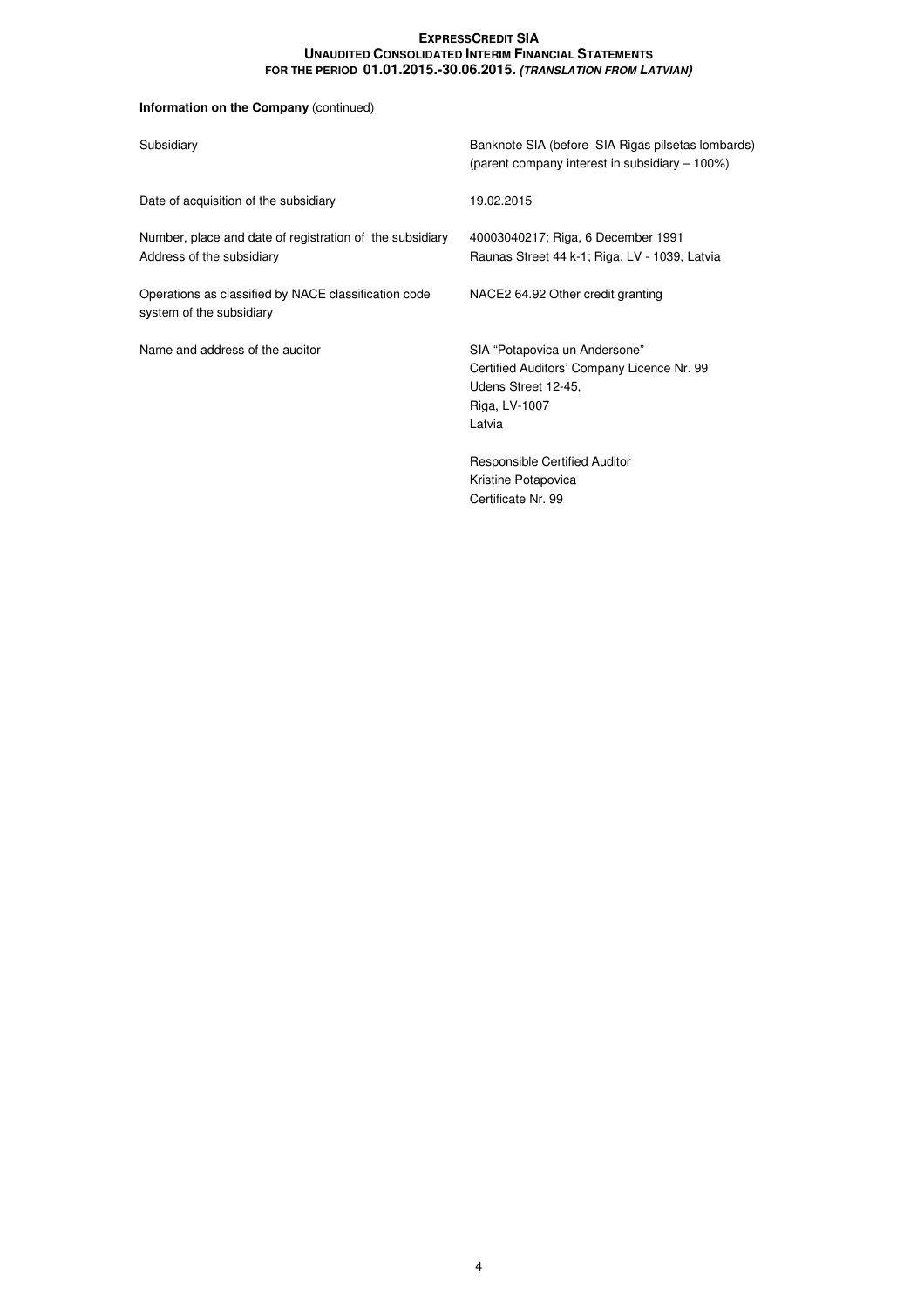**Information on the Company** (continued)

| | |
|---|---|
| Subsidiary | Banknote SIA (before SIA Rigas pilsetas lombards) (parent company interest in subsidiary – 100%) |
| Date of acquisition of the subsidiary | 19.02.2015 |
| Number, place and date of registration of the subsidiary | 40003040217; Riga, 6 December 1991 |
| Address of the subsidiary | Raunas Street 44 k-1; Riga, LV - 1039, Latvia |
| Operations as classified by NACE classification code system of the subsidiary | NACE2 64.92 Other credit granting |
| Name and address of the auditor | SIA "Potapovica un Andersone"<br>Certified Auditors' Company Licence Nr. 99<br>Udens Street 12-45,<br>Riga, LV-1007<br>Latvia<br><br>Responsible Certified Auditor<br>Kristine Potapovica<br>Certificate Nr. 99 |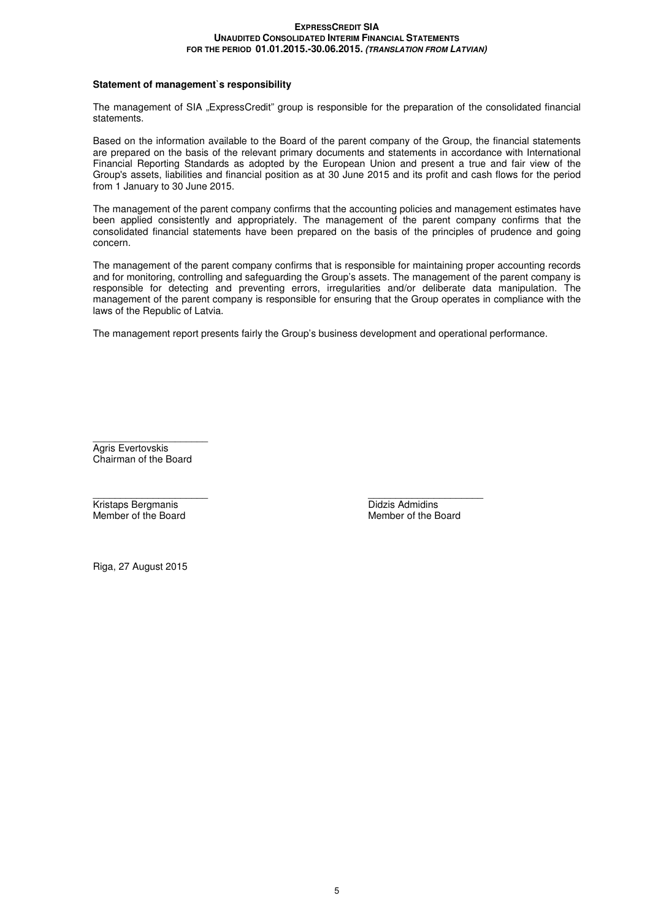**Statement of management`s responsibility**

The management of SIA „ExpressCredit" group is responsible for the preparation of the consolidated financial statements.

Based on the information available to the Board of the parent company of the Group, the financial statements are prepared on the basis of the relevant primary documents and statements in accordance with International Financial Reporting Standards as adopted by the European Union and present a true and fair view of the Group's assets, liabilities and financial position as at 30 June 2015 and its profit and cash flows for the period from 1 January to 30 June 2015.

The management of the parent company confirms that the accounting policies and management estimates have been applied consistently and appropriately. The management of the parent company confirms that the consolidated financial statements have been prepared on the basis of the principles of prudence and going concern.

The management of the parent company confirms that is responsible for maintaining proper accounting records and for monitoring, controlling and safeguarding the Group's assets. The management of the parent company is responsible for detecting and preventing errors, irregularities and/or deliberate data manipulation. The management of the parent company is responsible for ensuring that the Group operates in compliance with the laws of the Republic of Latvia.

The management report presents fairly the Group's business development and operational performance.

\_\_\_\_\_\_\_\_\_\_\_\_\_\_\_\_\_\_\_\_\_\_

Agris Evertovskis
Chairman of the Board

\_\_\_\_\_\_\_\_\_\_\_\_\_\_\_\_\_\_\_\_\_\_

Kristaps Bergmanis
Member of the Board

\_\_\_\_\_\_\_\_\_\_\_\_\_\_\_\_\_\_\_\_\_\_

Didzis Admidins
Member of the Board

Riga, 27 August 2015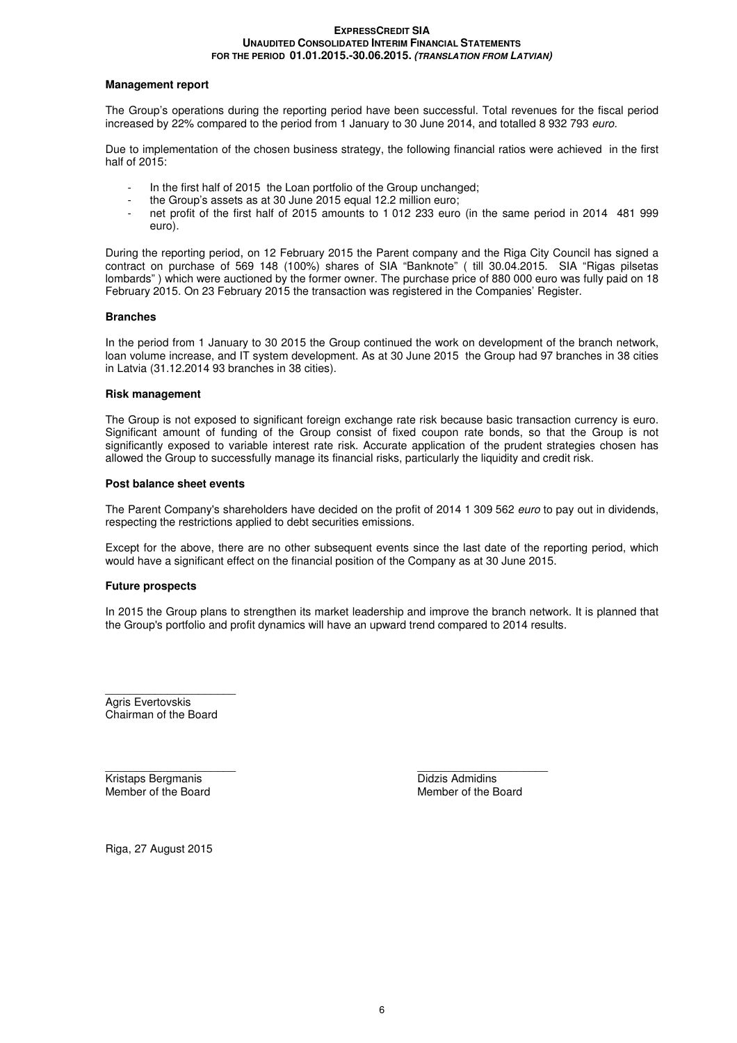## Management report

The Group's operations during the reporting period have been successful. Total revenues for the fiscal period increased by 22% compared to the period from 1 January to 30 June 2014, and totalled 8 932 793 *euro*.

Due to implementation of the chosen business strategy, the following financial ratios were achieved in the first half of 2015:

- In the first half of 2015 the Loan portfolio of the Group unchanged;
- the Group's assets as at 30 June 2015 equal 12.2 million euro;
- net profit of the first half of 2015 amounts to 1 012 233 euro (in the same period in 2014 481 999 euro).

During the reporting period, on 12 February 2015 the Parent company and the Riga City Council has signed a contract on purchase of 569 148 (100%) shares of SIA "Banknote" ( till 30.04.2015. SIA "Rigas pilsetas lombards" ) which were auctioned by the former owner. The purchase price of 880 000 euro was fully paid on 18 February 2015. On 23 February 2015 the transaction was registered in the Companies' Register.

## Branches

In the period from 1 January to 30 2015 the Group continued the work on development of the branch network, loan volume increase, and IT system development. As at 30 June 2015 the Group had 97 branches in 38 cities in Latvia (31.12.2014 93 branches in 38 cities).

## Risk management

The Group is not exposed to significant foreign exchange rate risk because basic transaction currency is euro. Significant amount of funding of the Group consist of fixed coupon rate bonds, so that the Group is not significantly exposed to variable interest rate risk. Accurate application of the prudent strategies chosen has allowed the Group to successfully manage its financial risks, particularly the liquidity and credit risk.

## Post balance sheet events

The Parent Company's shareholders have decided on the profit of 2014 1 309 562 *euro* to pay out in dividends, respecting the restrictions applied to debt securities emissions.

Except for the above, there are no other subsequent events since the last date of the reporting period, which would have a significant effect on the financial position of the Company as at 30 June 2015.

## Future prospects

In 2015 the Group plans to strengthen its market leadership and improve the branch network. It is planned that the Group's portfolio and profit dynamics will have an upward trend compared to 2014 results.

Agris Evertovskis
Chairman of the Board

Kristaps Bergmanis
Member of the Board

Didzis Admidins
Member of the Board

Riga, 27 August 2015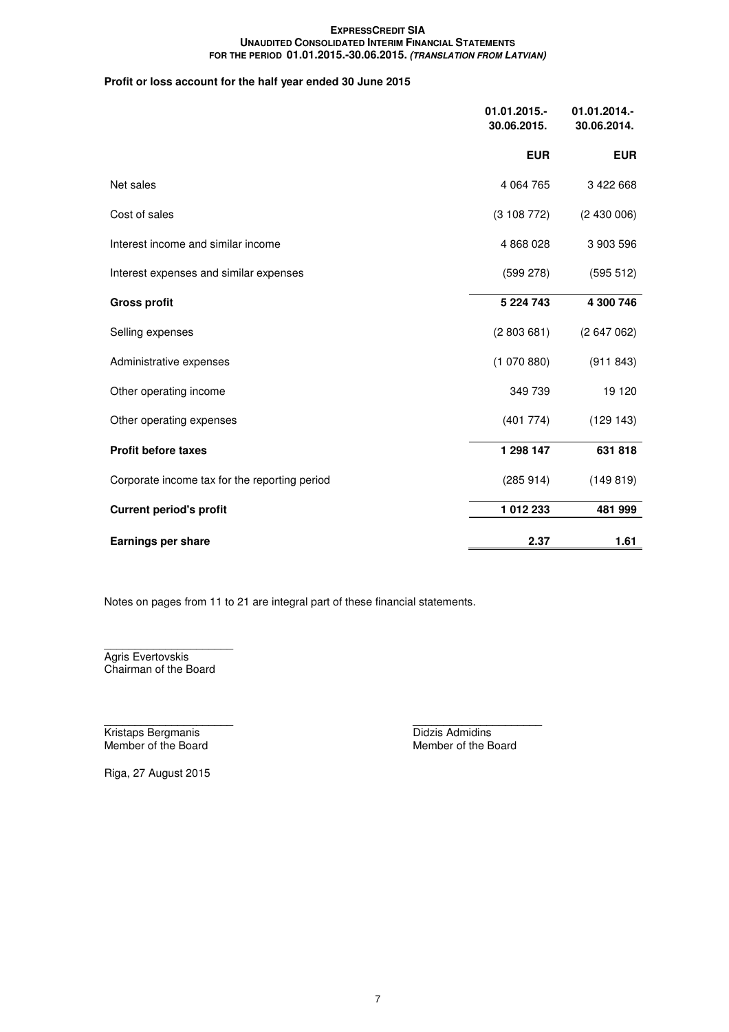## Profit or loss account for the half year ended 30 June 2015

| | 01.01.2015.- 30.06.2015. | 01.01.2014.- 30.06.2014. |
|---|---|---|
| | **EUR** | **EUR** |
| Net sales | 4 064 765 | 3 422 668 |
| Cost of sales | (3 108 772) | (2 430 006) |
| Interest income and similar income | 4 868 028 | 3 903 596 |
| Interest expenses and similar expenses | (599 278) | (595 512) |
| **Gross profit** | **5 224 743** | **4 300 746** |
| Selling expenses | (2 803 681) | (2 647 062) |
| Administrative expenses | (1 070 880) | (911 843) |
| Other operating income | 349 739 | 19 120 |
| Other operating expenses | (401 774) | (129 143) |
| **Profit before taxes** | **1 298 147** | **631 818** |
| Corporate income tax for the reporting period | (285 914) | (149 819) |
| **Current period's profit** | **1 012 233** | **481 999** |
| **Earnings per share** | **2.37** | **1.61** |

Notes on pages from 11 to 21 are integral part of these financial statements.

Agris Evertovskis
Chairman of the Board

Kristaps Bergmanis
Member of the Board

Didzis Admidins
Member of the Board

Riga, 27 August 2015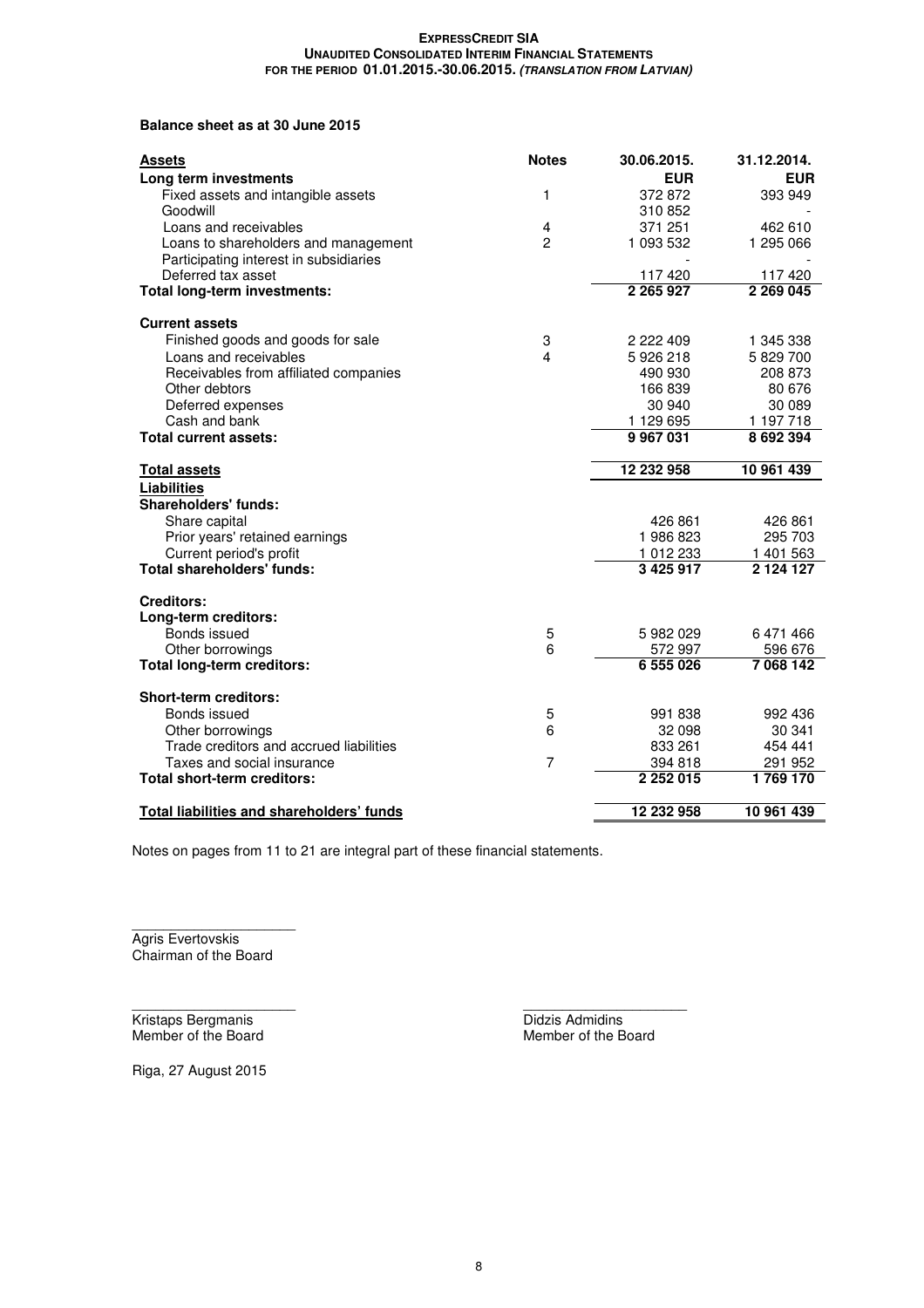**EXPRESSCREDIT SIA**
**UNAUDITED CONSOLIDATED INTERIM FINANCIAL STATEMENTS**
**FOR THE PERIOD 01.01.2015.-30.06.2015.** ***(TRANSLATION FROM LATVIAN)***

**Balance sheet as at 30 June 2015**

| **Assets** | **Notes** | **30.06.2015.** | **31.12.2014.** |
|---|---|---|---|
| **Long term investments** | | **EUR** | **EUR** |
| Fixed assets and intangible assets | 1 | 372 872 | 393 949 |
| Goodwill | | 310 852 | - |
| Loans and receivables | 4 | 371 251 | 462 610 |
| Loans to shareholders and management | 2 | 1 093 532 | 1 295 066 |
| Participating interest in subsidiaries | | - | - |
| Deferred tax asset | | 117 420 | 117 420 |
| **Total long-term investments:** | | **2 265 927** | **2 269 045** |
| **Current assets** | | | |
| Finished goods and goods for sale | 3 | 2 222 409 | 1 345 338 |
| Loans and receivables | 4 | 5 926 218 | 5 829 700 |
| Receivables from affiliated companies | | 490 930 | 208 873 |
| Other debtors | | 166 839 | 80 676 |
| Deferred expenses | | 30 940 | 30 089 |
| Cash and bank | | 1 129 695 | 1 197 718 |
| **Total current assets:** | | **9 967 031** | **8 692 394** |
| **Total assets** | | **12 232 958** | **10 961 439** |
| **Liabilities** | | | |
| **Shareholders' funds:** | | | |
| Share capital | | 426 861 | 426 861 |
| Prior years' retained earnings | | 1 986 823 | 295 703 |
| Current period's profit | | 1 012 233 | 1 401 563 |
| **Total shareholders' funds:** | | **3 425 917** | **2 124 127** |
| **Creditors:** | | | |
| **Long-term creditors:** | | | |
| Bonds issued | 5 | 5 982 029 | 6 471 466 |
| Other borrowings | 6 | 572 997 | 596 676 |
| **Total long-term creditors:** | | **6 555 026** | **7 068 142** |
| **Short-term creditors:** | | | |
| Bonds issued | 5 | 991 838 | 992 436 |
| Other borrowings | 6 | 32 098 | 30 341 |
| Trade creditors and accrued liabilities | | 833 261 | 454 441 |
| Taxes and social insurance | 7 | 394 818 | 291 952 |
| **Total short-term creditors:** | | **2 252 015** | **1 769 170** |
| **Total liabilities and shareholders' funds** | | **12 232 958** | **10 961 439** |

Notes on pages from 11 to 21 are integral part of these financial statements.

Agris Evertovskis
Chairman of the Board

Kristaps Bergmanis
Member of the Board

Didzis Admidins
Member of the Board

Riga, 27 August 2015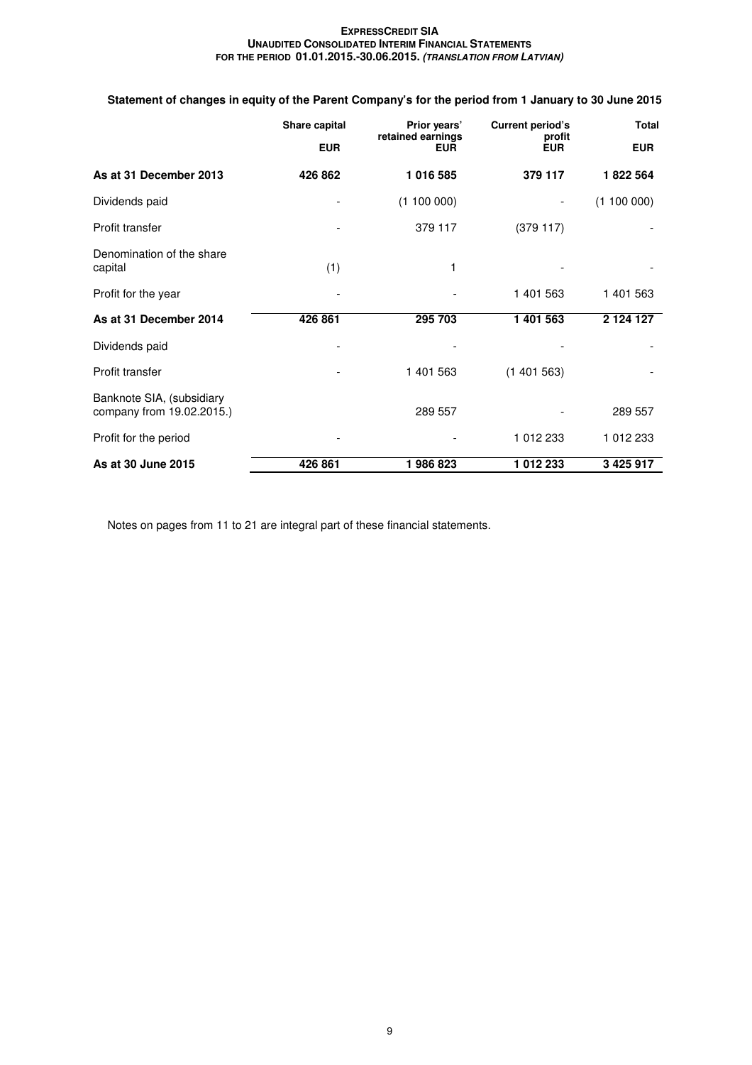## Statement of changes in equity of the Parent Company's for the period from 1 January to 30 June 2015

| | Share capital | Prior years' retained earnings | Current period's profit | Total |
|---|---|---|---|---|
| | EUR | EUR | EUR | EUR |
| **As at 31 December 2013** | **426 862** | **1 016 585** | **379 117** | **1 822 564** |
| Dividends paid | - | (1 100 000) | - | (1 100 000) |
| Profit transfer | - | 379 117 | (379 117) | - |
| Denomination of the share capital | (1) | 1 | - | - |
| Profit for the year | - | - | 1 401 563 | 1 401 563 |
| **As at 31 December 2014** | **426 861** | **295 703** | **1 401 563** | **2 124 127** |
| Dividends paid | - | - | - | - |
| Profit transfer | - | 1 401 563 | (1 401 563) | - |
| Banknote SIA, (subsidiary company from 19.02.2015.) | | 289 557 | - | 289 557 |
| Profit for the period | - | - | 1 012 233 | 1 012 233 |
| **As at 30 June 2015** | **426 861** | **1 986 823** | **1 012 233** | **3 425 917** |

Notes on pages from 11 to 21 are integral part of these financial statements.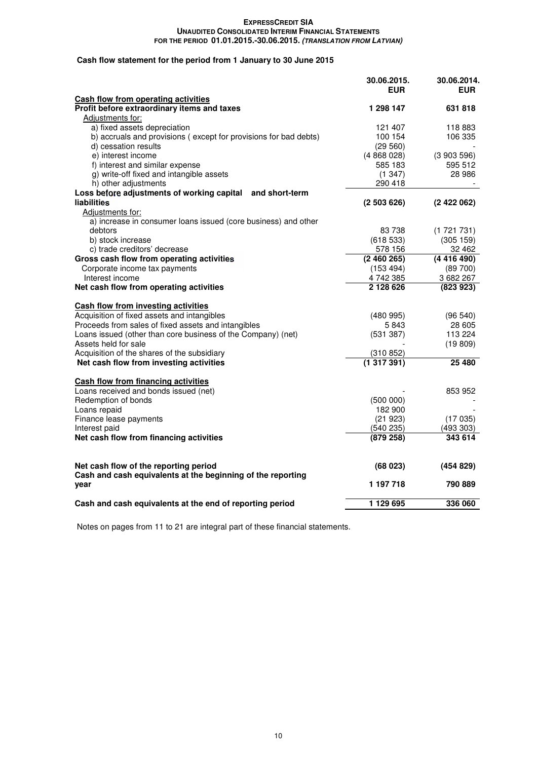**EXPRESSCREDIT SIA**
**UNAUDITED CONSOLIDATED INTERIM FINANCIAL STATEMENTS**
**FOR THE PERIOD 01.01.2015.-30.06.2015. *(TRANSLATION FROM LATVIAN)***

## Cash flow statement for the period from 1 January to 30 June 2015

| | 30.06.2015. EUR | 30.06.2014. EUR |
|---|---|---|
| **Cash flow from operating activities** | | |
| **Profit before extraordinary items and taxes** | **1 298 147** | **631 818** |
| Adjustments for: | | |
| a) fixed assets depreciation | 121 407 | 118 883 |
| b) accruals and provisions ( except for provisions for bad debts) | 100 154 | 106 335 |
| d) cessation results | (29 560) | - |
| e) interest income | (4 868 028) | (3 903 596) |
| f) interest and similar expense | 585 183 | 595 512 |
| g) write-off fixed and intangible assets | (1 347) | 28 986 |
| h) other adjustments | 290 418 | - |
| **Loss before adjustments of working capital and short-term liabilities** | **(2 503 626)** | **(2 422 062)** |
| Adjustments for: | | |
| a) increase in consumer loans issued (core business) and other debtors | 83 738 | (1 721 731) |
| b) stock increase | (618 533) | (305 159) |
| c) trade creditors' decrease | 578 156 | 32 462 |
| **Gross cash flow from operating activities** | **(2 460 265)** | **(4 416 490)** |
| Corporate income tax payments | (153 494) | (89 700) |
| Interest income | 4 742 385 | 3 682 267 |
| **Net cash flow from operating activities** | **2 128 626** | **(823 923)** |
| **Cash flow from investing activities** | | |
| Acquisition of fixed assets and intangibles | (480 995) | (96 540) |
| Proceeds from sales of fixed assets and intangibles | 5 843 | 28 605 |
| Loans issued (other than core business of the Company) (net) | (531 387) | 113 224 |
| Assets held for sale | - | (19 809) |
| Acquisition of the shares of the subsidiary | (310 852) | |
| **Net cash flow from investing activities** | **(1 317 391)** | **25 480** |
| **Cash flow from financing activities** | | |
| Loans received and bonds issued (net) | - | 853 952 |
| Redemption of bonds | (500 000) | - |
| Loans repaid | 182 900 | - |
| Finance lease payments | (21 923) | (17 035) |
| Interest paid | (540 235) | (493 303) |
| **Net cash flow from financing activities** | **(879 258)** | **343 614** |
| **Net cash flow of the reporting period** | **(68 023)** | **(454 829)** |
| **Cash and cash equivalents at the beginning of the reporting year** | **1 197 718** | **790 889** |
| **Cash and cash equivalents at the end of reporting period** | **1 129 695** | **336 060** |

Notes on pages from 11 to 21 are integral part of these financial statements.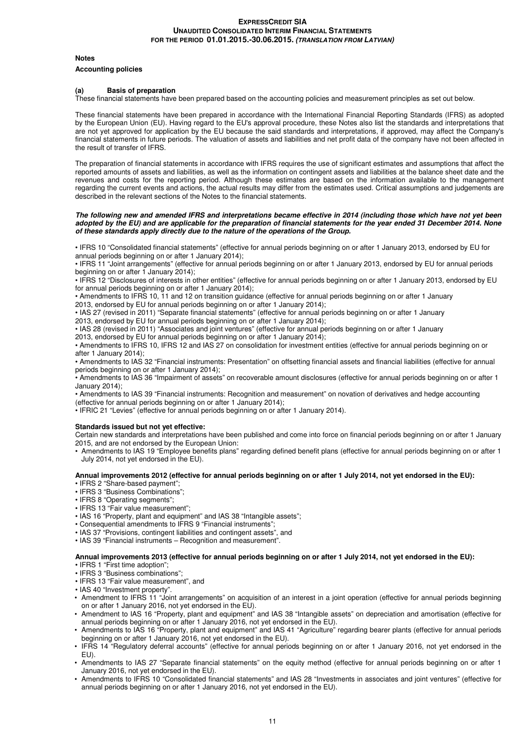## Notes

### Accounting policies

**(a) Basis of preparation**

These financial statements have been prepared based on the accounting policies and measurement principles as set out below.

These financial statements have been prepared in accordance with the International Financial Reporting Standards (IFRS) as adopted by the European Union (EU). Having regard to the EU's approval procedure, these Notes also list the standards and interpretations that are not yet approved for application by the EU because the said standards and interpretations, if approved, may affect the Company's financial statements in future periods. The valuation of assets and liabilities and net profit data of the company have not been affected in the result of transfer of IFRS.

The preparation of financial statements in accordance with IFRS requires the use of significant estimates and assumptions that affect the reported amounts of assets and liabilities, as well as the information on contingent assets and liabilities at the balance sheet date and the revenues and costs for the reporting period. Although these estimates are based on the information available to the management regarding the current events and actions, the actual results may differ from the estimates used. Critical assumptions and judgements are described in the relevant sections of the Notes to the financial statements.

***The following new and amended IFRS and interpretations became effective in 2014 (including those which have not yet been adopted by the EU) and are applicable for the preparation of financial statements for the year ended 31 December 2014. None of these standards apply directly due to the nature of the operations of the Group.***

- IFRS 10 "Consolidated financial statements" (effective for annual periods beginning on or after 1 January 2013, endorsed by EU for annual periods beginning on or after 1 January 2014);
- IFRS 11 "Joint arrangements" (effective for annual periods beginning on or after 1 January 2013, endorsed by EU for annual periods beginning on or after 1 January 2014);
- IFRS 12 "Disclosures of interests in other entities" (effective for annual periods beginning on or after 1 January 2013, endorsed by EU for annual periods beginning on or after 1 January 2014);
- Amendments to IFRS 10, 11 and 12 on transition guidance (effective for annual periods beginning on or after 1 January 2013, endorsed by EU for annual periods beginning on or after 1 January 2014);
- IAS 27 (revised in 2011) "Separate financial statements" (effective for annual periods beginning on or after 1 January 2013, endorsed by EU for annual periods beginning on or after 1 January 2014);
- IAS 28 (revised in 2011) "Associates and joint ventures" (effective for annual periods beginning on or after 1 January 2013, endorsed by EU for annual periods beginning on or after 1 January 2014);
- Amendments to IFRS 10, IFRS 12 and IAS 27 on consolidation for investment entities (effective for annual periods beginning on or after 1 January 2014);
- Amendments to IAS 32 "Financial instruments: Presentation" on offsetting financial assets and financial liabilities (effective for annual periods beginning on or after 1 January 2014);
- Amendments to IAS 36 "Impairment of assets" on recoverable amount disclosures (effective for annual periods beginning on or after 1 January 2014);
- Amendments to IAS 39 "Financial instruments: Recognition and measurement" on novation of derivatives and hedge accounting (effective for annual periods beginning on or after 1 January 2014);
- IFRIC 21 "Levies" (effective for annual periods beginning on or after 1 January 2014).

**Standards issued but not yet effective:**

Certain new standards and interpretations have been published and come into force on financial periods beginning on or after 1 January 2015, and are not endorsed by the European Union:

- Amendments to IAS 19 "Employee benefits plans" regarding defined benefit plans (effective for annual periods beginning on or after 1 July 2014, not yet endorsed in the EU).

**Annual improvements 2012 (effective for annual periods beginning on or after 1 July 2014, not yet endorsed in the EU):**

- IFRS 2 "Share-based payment";
- IFRS 3 "Business Combinations";
- IFRS 8 "Operating segments";
- IFRS 13 "Fair value measurement";
- IAS 16 "Property, plant and equipment" and IAS 38 "Intangible assets";
- Consequential amendments to IFRS 9 "Financial instruments";
- IAS 37 "Provisions, contingent liabilities and contingent assets", and
- IAS 39 "Financial instruments – Recognition and measurement".

**Annual improvements 2013 (effective for annual periods beginning on or after 1 July 2014, not yet endorsed in the EU):**

- IFRS 1 "First time adoption";
- IFRS 3 "Business combinations";
- IFRS 13 "Fair value measurement", and
- IAS 40 "Investment property".
- Amendment to IFRS 11 "Joint arrangements" on acquisition of an interest in a joint operation (effective for annual periods beginning on or after 1 January 2016, not yet endorsed in the EU).
- Amendment to IAS 16 "Property, plant and equipment" and IAS 38 "Intangible assets" on depreciation and amortisation (effective for annual periods beginning on or after 1 January 2016, not yet endorsed in the EU).
- Amendments to IAS 16 "Property, plant and equipment" and IAS 41 "Agriculture" regarding bearer plants (effective for annual periods beginning on or after 1 January 2016, not yet endorsed in the EU).
- IFRS 14 "Regulatory deferral accounts" (effective for annual periods beginning on or after 1 January 2016, not yet endorsed in the EU).
- Amendments to IAS 27 "Separate financial statements" on the equity method (effective for annual periods beginning on or after 1 January 2016, not yet endorsed in the EU).
- Amendments to IFRS 10 "Consolidated financial statements" and IAS 28 "Investments in associates and joint ventures" (effective for annual periods beginning on or after 1 January 2016, not yet endorsed in the EU).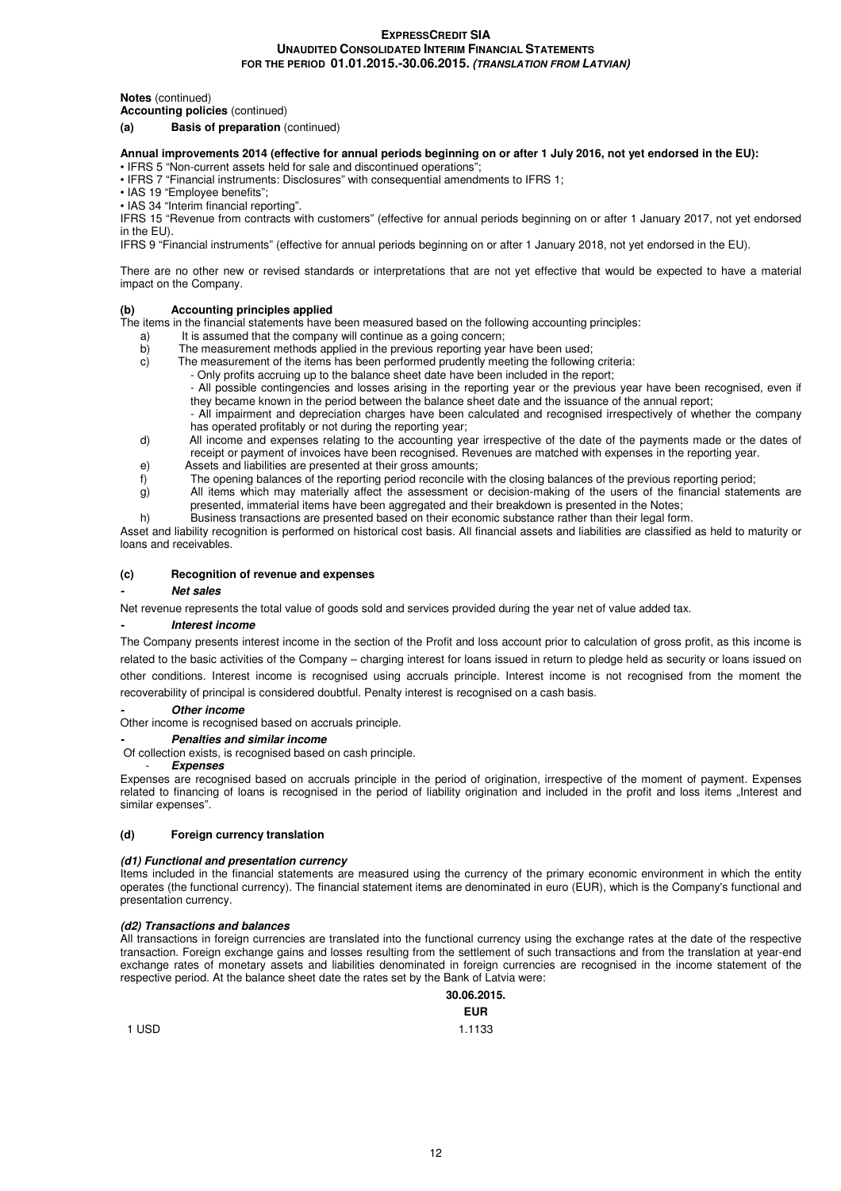**Notes** (continued)
**Accounting policies** (continued)

**(a) Basis of preparation** (continued)

**Annual improvements 2014 (effective for annual periods beginning on or after 1 July 2016, not yet endorsed in the EU):**

- IFRS 5 "Non-current assets held for sale and discontinued operations";
- IFRS 7 "Financial instruments: Disclosures" with consequential amendments to IFRS 1;
- IAS 19 "Employee benefits";
- IAS 34 "Interim financial reporting".

IFRS 15 "Revenue from contracts with customers" (effective for annual periods beginning on or after 1 January 2017, not yet endorsed in the EU).

IFRS 9 "Financial instruments" (effective for annual periods beginning on or after 1 January 2018, not yet endorsed in the EU).

There are no other new or revised standards or interpretations that are not yet effective that would be expected to have a material impact on the Company.

**(b) Accounting principles applied**

The items in the financial statements have been measured based on the following accounting principles:

a) It is assumed that the company will continue as a going concern;
b) The measurement methods applied in the previous reporting year have been used;
c) The measurement of the items has been performed prudently meeting the following criteria:
   - Only profits accruing up to the balance sheet date have been included in the report;
   - All possible contingencies and losses arising in the reporting year or the previous year have been recognised, even if they became known in the period between the balance sheet date and the issuance of the annual report;
   - All impairment and depreciation charges have been calculated and recognised irrespectively of whether the company has operated profitably or not during the reporting year;
d) All income and expenses relating to the accounting year irrespective of the date of the payments made or the dates of receipt or payment of invoices have been recognised. Revenues are matched with expenses in the reporting year.
e) Assets and liabilities are presented at their gross amounts;
f) The opening balances of the reporting period reconcile with the closing balances of the previous reporting period;
g) All items which may materially affect the assessment or decision-making of the users of the financial statements are presented, immaterial items have been aggregated and their breakdown is presented in the Notes;
h) Business transactions are presented based on their economic substance rather than their legal form.

Asset and liability recognition is performed on historical cost basis. All financial assets and liabilities are classified as held to maturity or loans and receivables.

**(c) Recognition of revenue and expenses**

- ***Net sales***

Net revenue represents the total value of goods sold and services provided during the year net of value added tax.

- ***Interest income***

The Company presents interest income in the section of the Profit and loss account prior to calculation of gross profit, as this income is related to the basic activities of the Company – charging interest for loans issued in return to pledge held as security or loans issued on other conditions. Interest income is recognised using accruals principle. Interest income is not recognised from the moment the recoverability of principal is considered doubtful. Penalty interest is recognised on a cash basis.

- ***Other income***

Other income is recognised based on accruals principle.

- ***Penalties and similar income***

Of collection exists, is recognised based on cash principle.

- ***Expenses***

Expenses are recognised based on accruals principle in the period of origination, irrespective of the moment of payment. Expenses related to financing of loans is recognised in the period of liability origination and included in the profit and loss items „Interest and similar expenses".

**(d) Foreign currency translation**

***(d1) Functional and presentation currency***

Items included in the financial statements are measured using the currency of the primary economic environment in which the entity operates (the functional currency). The financial statement items are denominated in euro (EUR), which is the Company's functional and presentation currency.

***(d2) Transactions and balances***

All transactions in foreign currencies are translated into the functional currency using the exchange rates at the date of the respective transaction. Foreign exchange gains and losses resulting from the settlement of such transactions and from the translation at year-end exchange rates of monetary assets and liabilities denominated in foreign currencies are recognised in the income statement of the respective period. At the balance sheet date the rates set by the Bank of Latvia were:

| | 30.06.2015. |
|---|---|
| | EUR |
| 1 USD | 1.1133 |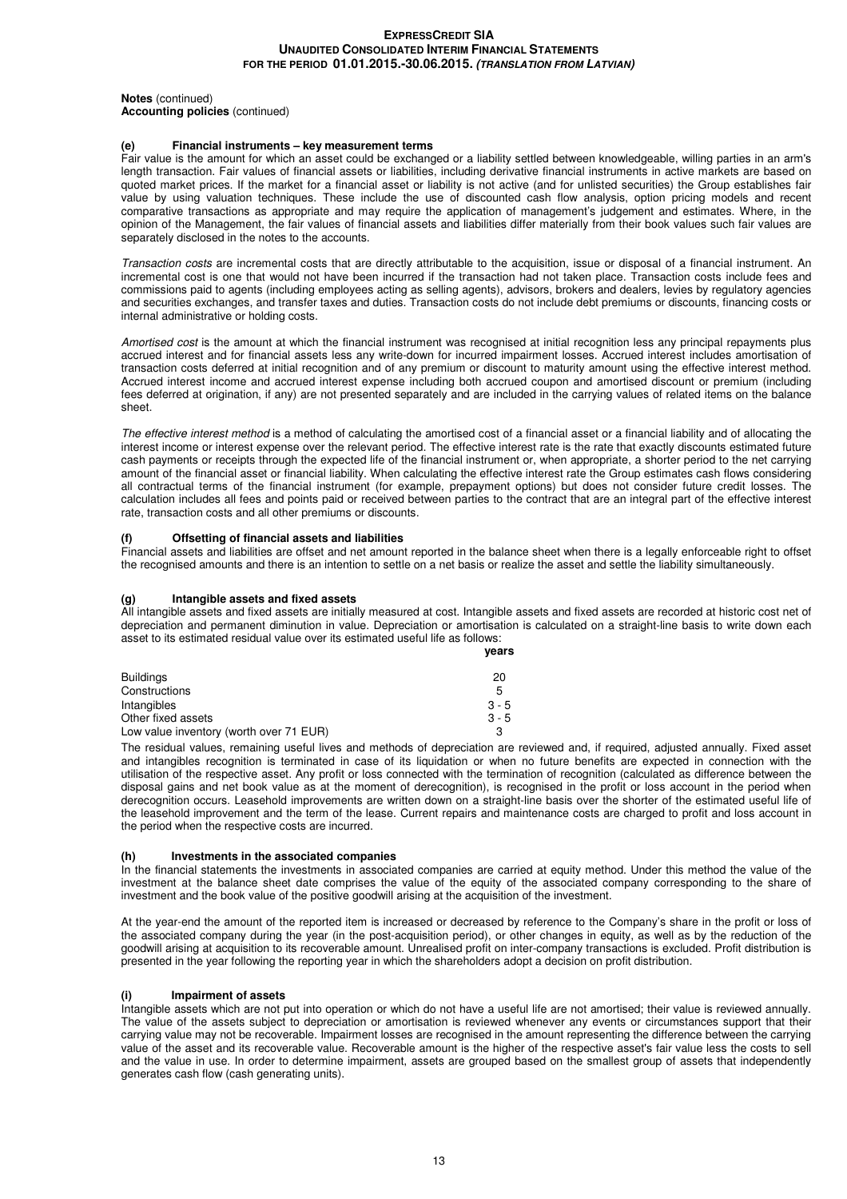**Notes** (continued)
**Accounting policies** (continued)

#### (e) Financial instruments – key measurement terms

Fair value is the amount for which an asset could be exchanged or a liability settled between knowledgeable, willing parties in an arm's length transaction. Fair values of financial assets or liabilities, including derivative financial instruments in active markets are based on quoted market prices. If the market for a financial asset or liability is not active (and for unlisted securities) the Group establishes fair value by using valuation techniques. These include the use of discounted cash flow analysis, option pricing models and recent comparative transactions as appropriate and may require the application of management's judgement and estimates. Where, in the opinion of the Management, the fair values of financial assets and liabilities differ materially from their book values such fair values are separately disclosed in the notes to the accounts.

*Transaction costs* are incremental costs that are directly attributable to the acquisition, issue or disposal of a financial instrument. An incremental cost is one that would not have been incurred if the transaction had not taken place. Transaction costs include fees and commissions paid to agents (including employees acting as selling agents), advisors, brokers and dealers, levies by regulatory agencies and securities exchanges, and transfer taxes and duties. Transaction costs do not include debt premiums or discounts, financing costs or internal administrative or holding costs.

*Amortised cost* is the amount at which the financial instrument was recognised at initial recognition less any principal repayments plus accrued interest and for financial assets less any write-down for incurred impairment losses. Accrued interest includes amortisation of transaction costs deferred at initial recognition and of any premium or discount to maturity amount using the effective interest method. Accrued interest income and accrued interest expense including both accrued coupon and amortised discount or premium (including fees deferred at origination, if any) are not presented separately and are included in the carrying values of related items on the balance sheet.

*The effective interest method* is a method of calculating the amortised cost of a financial asset or a financial liability and of allocating the interest income or interest expense over the relevant period. The effective interest rate is the rate that exactly discounts estimated future cash payments or receipts through the expected life of the financial instrument or, when appropriate, a shorter period to the net carrying amount of the financial asset or financial liability. When calculating the effective interest rate the Group estimates cash flows considering all contractual terms of the financial instrument (for example, prepayment options) but does not consider future credit losses. The calculation includes all fees and points paid or received between parties to the contract that are an integral part of the effective interest rate, transaction costs and all other premiums or discounts.

#### (f) Offsetting of financial assets and liabilities

Financial assets and liabilities are offset and net amount reported in the balance sheet when there is a legally enforceable right to offset the recognised amounts and there is an intention to settle on a net basis or realize the asset and settle the liability simultaneously.

#### (g) Intangible assets and fixed assets

All intangible assets and fixed assets are initially measured at cost. Intangible assets and fixed assets are recorded at historic cost net of depreciation and permanent diminution in value. Depreciation or amortisation is calculated on a straight-line basis to write down each asset to its estimated residual value over its estimated useful life as follows:

| | years |
|---|---|
| Buildings | 20 |
| Constructions | 5 |
| Intangibles | 3 - 5 |
| Other fixed assets | 3 - 5 |
| Low value inventory (worth over 71 EUR) | 3 |

The residual values, remaining useful lives and methods of depreciation are reviewed and, if required, adjusted annually. Fixed asset and intangibles recognition is terminated in case of its liquidation or when no future benefits are expected in connection with the utilisation of the respective asset. Any profit or loss connected with the termination of recognition (calculated as difference between the disposal gains and net book value as at the moment of derecognition), is recognised in the profit or loss account in the period when derecognition occurs. Leasehold improvements are written down on a straight-line basis over the shorter of the estimated useful life of the leasehold improvement and the term of the lease. Current repairs and maintenance costs are charged to profit and loss account in the period when the respective costs are incurred.

#### (h) Investments in the associated companies

In the financial statements the investments in associated companies are carried at equity method. Under this method the value of the investment at the balance sheet date comprises the value of the equity of the associated company corresponding to the share of investment and the book value of the positive goodwill arising at the acquisition of the investment.

At the year-end the amount of the reported item is increased or decreased by reference to the Company's share in the profit or loss of the associated company during the year (in the post-acquisition period), or other changes in equity, as well as by the reduction of the goodwill arising at acquisition to its recoverable amount. Unrealised profit on inter-company transactions is excluded. Profit distribution is presented in the year following the reporting year in which the shareholders adopt a decision on profit distribution.

#### (i) Impairment of assets

Intangible assets which are not put into operation or which do not have a useful life are not amortised; their value is reviewed annually. The value of the assets subject to depreciation or amortisation is reviewed whenever any events or circumstances support that their carrying value may not be recoverable. Impairment losses are recognised in the amount representing the difference between the carrying value of the asset and its recoverable value. Recoverable amount is the higher of the respective asset's fair value less the costs to sell and the value in use. In order to determine impairment, assets are grouped based on the smallest group of assets that independently generates cash flow (cash generating units).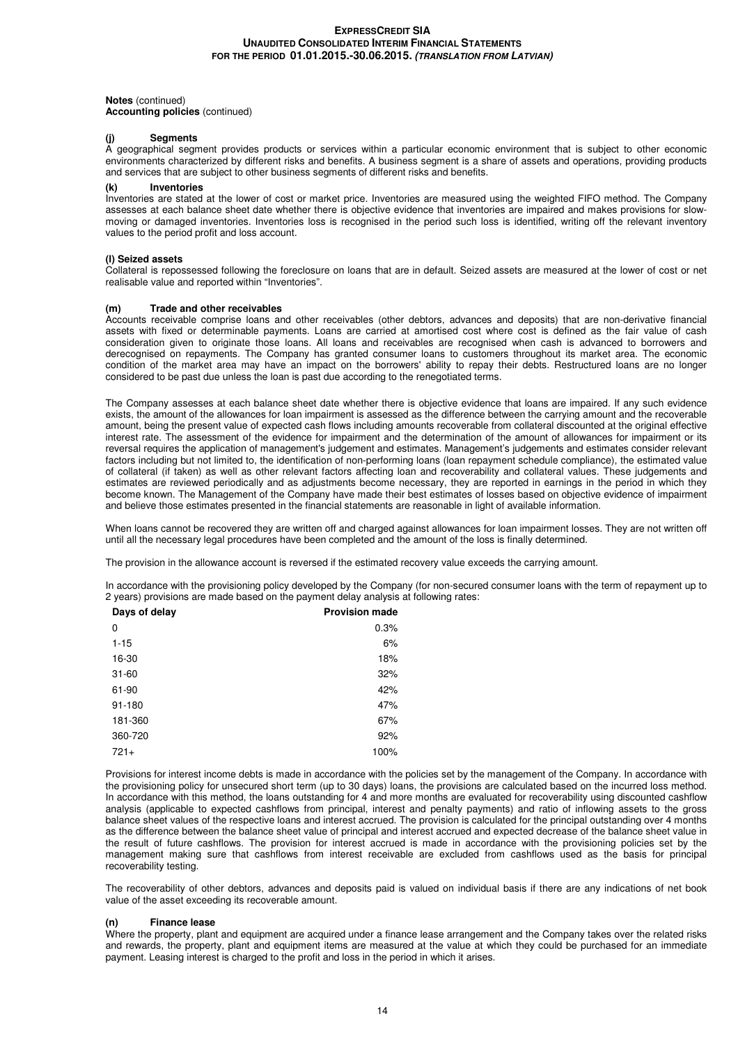**Notes** (continued)
**Accounting policies** (continued)

### (j) Segments

A geographical segment provides products or services within a particular economic environment that is subject to other economic environments characterized by different risks and benefits. A business segment is a share of assets and operations, providing products and services that are subject to other business segments of different risks and benefits.

### (k) Inventories

Inventories are stated at the lower of cost or market price. Inventories are measured using the weighted FIFO method. The Company assesses at each balance sheet date whether there is objective evidence that inventories are impaired and makes provisions for slow-moving or damaged inventories. Inventories loss is recognised in the period such loss is identified, writing off the relevant inventory values to the period profit and loss account.

### (l) Seized assets

Collateral is repossessed following the foreclosure on loans that are in default. Seized assets are measured at the lower of cost or net realisable value and reported within "Inventories".

### (m) Trade and other receivables

Accounts receivable comprise loans and other receivables (other debtors, advances and deposits) that are non-derivative financial assets with fixed or determinable payments. Loans are carried at amortised cost where cost is defined as the fair value of cash consideration given to originate those loans. All loans and receivables are recognised when cash is advanced to borrowers and derecognised on repayments. The Company has granted consumer loans to customers throughout its market area. The economic condition of the market area may have an impact on the borrowers' ability to repay their debts. Restructured loans are no longer considered to be past due unless the loan is past due according to the renegotiated terms.

The Company assesses at each balance sheet date whether there is objective evidence that loans are impaired. If any such evidence exists, the amount of the allowances for loan impairment is assessed as the difference between the carrying amount and the recoverable amount, being the present value of expected cash flows including amounts recoverable from collateral discounted at the original effective interest rate. The assessment of the evidence for impairment and the determination of the amount of allowances for impairment or its reversal requires the application of management's judgement and estimates. Management's judgements and estimates consider relevant factors including but not limited to, the identification of non-performing loans (loan repayment schedule compliance), the estimated value of collateral (if taken) as well as other relevant factors affecting loan and recoverability and collateral values. These judgements and estimates are reviewed periodically and as adjustments become necessary, they are reported in earnings in the period in which they become known. The Management of the Company have made their best estimates of losses based on objective evidence of impairment and believe those estimates presented in the financial statements are reasonable in light of available information.

When loans cannot be recovered they are written off and charged against allowances for loan impairment losses. They are not written off until all the necessary legal procedures have been completed and the amount of the loss is finally determined.

The provision in the allowance account is reversed if the estimated recovery value exceeds the carrying amount.

In accordance with the provisioning policy developed by the Company (for non-secured consumer loans with the term of repayment up to 2 years) provisions are made based on the payment delay analysis at following rates:

| Days of delay | Provision made |
|---|---|
| 0 | 0.3% |
| 1-15 | 6% |
| 16-30 | 18% |
| 31-60 | 32% |
| 61-90 | 42% |
| 91-180 | 47% |
| 181-360 | 67% |
| 360-720 | 92% |
| 721+ | 100% |

Provisions for interest income debts is made in accordance with the policies set by the management of the Company. In accordance with the provisioning policy for unsecured short term (up to 30 days) loans, the provisions are calculated based on the incurred loss method. In accordance with this method, the loans outstanding for 4 and more months are evaluated for recoverability using discounted cashflow analysis (applicable to expected cashflows from principal, interest and penalty payments) and ratio of inflowing assets to the gross balance sheet values of the respective loans and interest accrued. The provision is calculated for the principal outstanding over 4 months as the difference between the balance sheet value of principal and interest accrued and expected decrease of the balance sheet value in the result of future cashflows. The provision for interest accrued is made in accordance with the provisioning policies set by the management making sure that cashflows from interest receivable are excluded from cashflows used as the basis for principal recoverability testing.

The recoverability of other debtors, advances and deposits paid is valued on individual basis if there are any indications of net book value of the asset exceeding its recoverable amount.

### (n) Finance lease

Where the property, plant and equipment are acquired under a finance lease arrangement and the Company takes over the related risks and rewards, the property, plant and equipment items are measured at the value at which they could be purchased for an immediate payment. Leasing interest is charged to the profit and loss in the period in which it arises.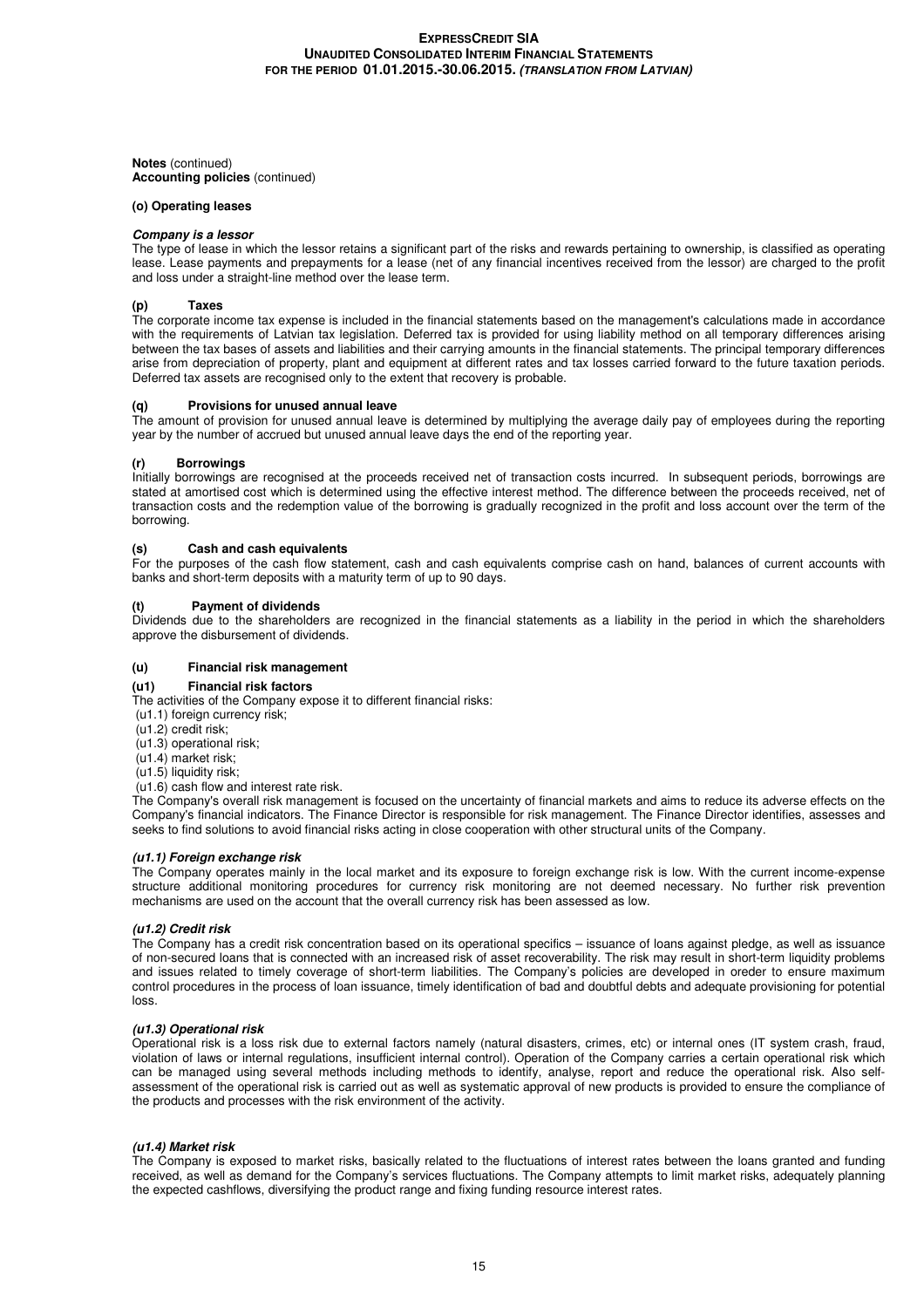**Notes** (continued)
**Accounting policies** (continued)

#### (o) Operating leases

***Company is a lessor***

The type of lease in which the lessor retains a significant part of the risks and rewards pertaining to ownership, is classified as operating lease. Lease payments and prepayments for a lease (net of any financial incentives received from the lessor) are charged to the profit and loss under a straight-line method over the lease term.

#### (p) Taxes

The corporate income tax expense is included in the financial statements based on the management's calculations made in accordance with the requirements of Latvian tax legislation. Deferred tax is provided for using liability method on all temporary differences arising between the tax bases of assets and liabilities and their carrying amounts in the financial statements. The principal temporary differences arise from depreciation of property, plant and equipment at different rates and tax losses carried forward to the future taxation periods. Deferred tax assets are recognised only to the extent that recovery is probable.

#### (q) Provisions for unused annual leave

The amount of provision for unused annual leave is determined by multiplying the average daily pay of employees during the reporting year by the number of accrued but unused annual leave days the end of the reporting year.

#### (r) Borrowings

Initially borrowings are recognised at the proceeds received net of transaction costs incurred. In subsequent periods, borrowings are stated at amortised cost which is determined using the effective interest method. The difference between the proceeds received, net of transaction costs and the redemption value of the borrowing is gradually recognized in the profit and loss account over the term of the borrowing.

#### (s) Cash and cash equivalents

For the purposes of the cash flow statement, cash and cash equivalents comprise cash on hand, balances of current accounts with banks and short-term deposits with a maturity term of up to 90 days.

#### (t) Payment of dividends

Dividends due to the shareholders are recognized in the financial statements as a liability in the period in which the shareholders approve the disbursement of dividends.

#### (u) Financial risk management

#### (u1) Financial risk factors

The activities of the Company expose it to different financial risks:
(u1.1) foreign currency risk;
(u1.2) credit risk;
(u1.3) operational risk;
(u1.4) market risk;
(u1.5) liquidity risk;
(u1.6) cash flow and interest rate risk.

The Company's overall risk management is focused on the uncertainty of financial markets and aims to reduce its adverse effects on the Company's financial indicators. The Finance Director is responsible for risk management. The Finance Director identifies, assesses and seeks to find solutions to avoid financial risks acting in close cooperation with other structural units of the Company.

***(u1.1) Foreign exchange risk***

The Company operates mainly in the local market and its exposure to foreign exchange risk is low. With the current income-expense structure additional monitoring procedures for currency risk monitoring are not deemed necessary. No further risk prevention mechanisms are used on the account that the overall currency risk has been assessed as low.

***(u1.2) Credit risk***

The Company has a credit risk concentration based on its operational specifics – issuance of loans against pledge, as well as issuance of non-secured loans that is connected with an increased risk of asset recoverability. The risk may result in short-term liquidity problems and issues related to timely coverage of short-term liabilities. The Company's policies are developed in oreder to ensure maximum control procedures in the process of loan issuance, timely identification of bad and doubtful debts and adequate provisioning for potential loss.

***(u1.3) Operational risk***

Operational risk is a loss risk due to external factors namely (natural disasters, crimes, etc) or internal ones (IT system crash, fraud, violation of laws or internal regulations, insufficient internal control). Operation of the Company carries a certain operational risk which can be managed using several methods including methods to identify, analyse, report and reduce the operational risk. Also self-assessment of the operational risk is carried out as well as systematic approval of new products is provided to ensure the compliance of the products and processes with the risk environment of the activity.

***(u1.4) Market risk***

The Company is exposed to market risks, basically related to the fluctuations of interest rates between the loans granted and funding received, as well as demand for the Company's services fluctuations. The Company attempts to limit market risks, adequately planning the expected cashflows, diversifying the product range and fixing funding resource interest rates.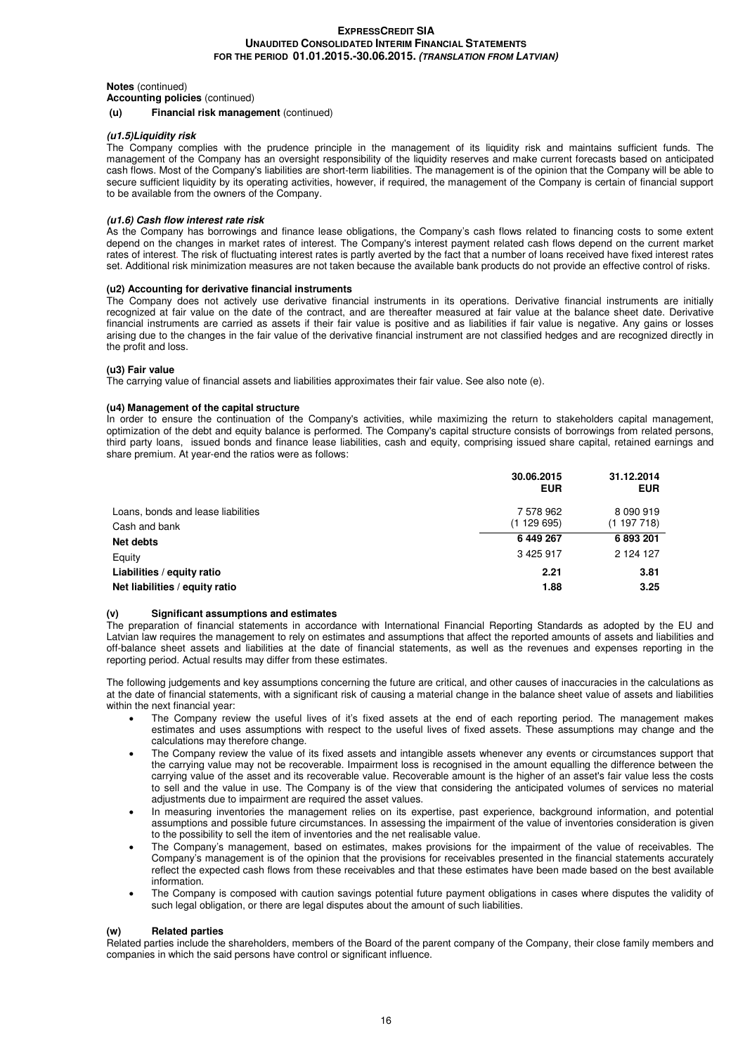**Notes** (continued)
**Accounting policies** (continued)

**(u) Financial risk management** (continued)

***(u1.5)Liquidity risk***

The Company complies with the prudence principle in the management of its liquidity risk and maintains sufficient funds. The management of the Company has an oversight responsibility of the liquidity reserves and make current forecasts based on anticipated cash flows. Most of the Company's liabilities are short-term liabilities. The management is of the opinion that the Company will be able to secure sufficient liquidity by its operating activities, however, if required, the management of the Company is certain of financial support to be available from the owners of the Company.

***(u1.6) Cash flow interest rate risk***

As the Company has borrowings and finance lease obligations, the Company's cash flows related to financing costs to some extent depend on the changes in market rates of interest. The Company's interest payment related cash flows depend on the current market rates of interest. The risk of fluctuating interest rates is partly averted by the fact that a number of loans received have fixed interest rates set. Additional risk minimization measures are not taken because the available bank products do not provide an effective control of risks.

**(u2) Accounting for derivative financial instruments**

The Company does not actively use derivative financial instruments in its operations. Derivative financial instruments are initially recognized at fair value on the date of the contract, and are thereafter measured at fair value at the balance sheet date. Derivative financial instruments are carried as assets if their fair value is positive and as liabilities if fair value is negative. Any gains or losses arising due to the changes in the fair value of the derivative financial instrument are not classified hedges and are recognized directly in the profit and loss.

**(u3) Fair value**

The carrying value of financial assets and liabilities approximates their fair value. See also note (e).

**(u4) Management of the capital structure**

In order to ensure the continuation of the Company's activities, while maximizing the return to stakeholders capital management, optimization of the debt and equity balance is performed. The Company's capital structure consists of borrowings from related persons, third party loans, issued bonds and finance lease liabilities, cash and equity, comprising issued share capital, retained earnings and share premium. At year-end the ratios were as follows:

| | **30.06.2015 EUR** | **31.12.2014 EUR** |
|---|---|---|
| Loans, bonds and lease liabilities | 7 578 962 | 8 090 919 |
| Cash and bank | (1 129 695) | (1 197 718) |
| **Net debts** | **6 449 267** | **6 893 201** |
| Equity | 3 425 917 | 2 124 127 |
| **Liabilities / equity ratio** | **2.21** | **3.81** |
| **Net liabilities / equity ratio** | **1.88** | **3.25** |

**(v) Significant assumptions and estimates**

The preparation of financial statements in accordance with International Financial Reporting Standards as adopted by the EU and Latvian law requires the management to rely on estimates and assumptions that affect the reported amounts of assets and liabilities and off-balance sheet assets and liabilities at the date of financial statements, as well as the revenues and expenses reporting in the reporting period. Actual results may differ from these estimates.

The following judgements and key assumptions concerning the future are critical, and other causes of inaccuracies in the calculations as at the date of financial statements, with a significant risk of causing a material change in the balance sheet value of assets and liabilities within the next financial year:

- The Company review the useful lives of it's fixed assets at the end of each reporting period. The management makes estimates and uses assumptions with respect to the useful lives of fixed assets. These assumptions may change and the calculations may therefore change.
- The Company review the value of its fixed assets and intangible assets whenever any events or circumstances support that the carrying value may not be recoverable. Impairment loss is recognised in the amount equalling the difference between the carrying value of the asset and its recoverable value. Recoverable amount is the higher of an asset's fair value less the costs to sell and the value in use. The Company is of the view that considering the anticipated volumes of services no material adjustments due to impairment are required the asset values.
- In measuring inventories the management relies on its expertise, past experience, background information, and potential assumptions and possible future circumstances. In assessing the impairment of the value of inventories consideration is given to the possibility to sell the item of inventories and the net realisable value.
- The Company's management, based on estimates, makes provisions for the impairment of the value of receivables. The Company's management is of the opinion that the provisions for receivables presented in the financial statements accurately reflect the expected cash flows from these receivables and that these estimates have been made based on the best available information.
- The Company is composed with caution savings potential future payment obligations in cases where disputes the validity of such legal obligation, or there are legal disputes about the amount of such liabilities.

**(w) Related parties**

Related parties include the shareholders, members of the Board of the parent company of the Company, their close family members and companies in which the said persons have control or significant influence.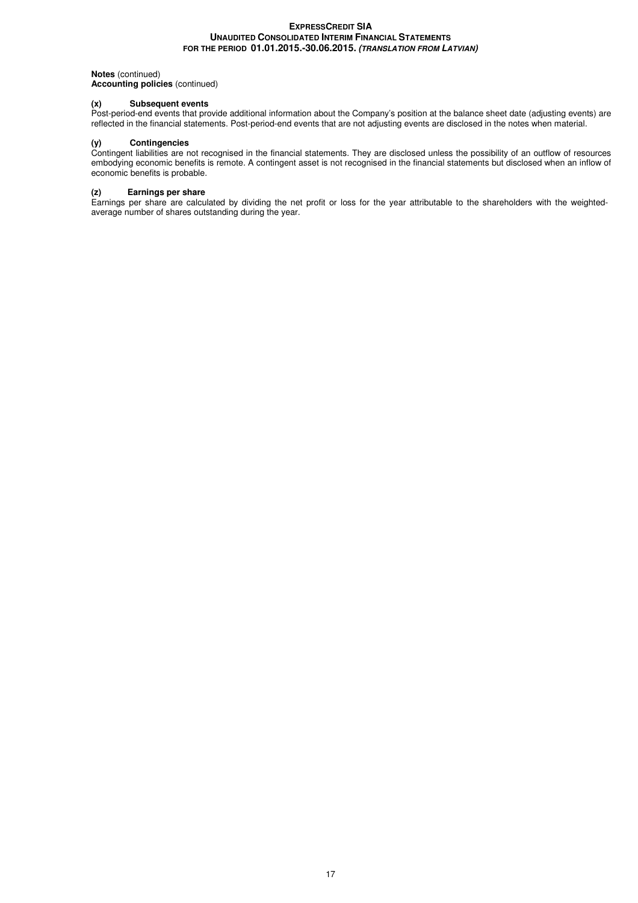**Notes** (continued)
**Accounting policies** (continued)

**(x) Subsequent events**

Post-period-end events that provide additional information about the Company's position at the balance sheet date (adjusting events) are reflected in the financial statements. Post-period-end events that are not adjusting events are disclosed in the notes when material.

**(y) Contingencies**

Contingent liabilities are not recognised in the financial statements. They are disclosed unless the possibility of an outflow of resources embodying economic benefits is remote. A contingent asset is not recognised in the financial statements but disclosed when an inflow of economic benefits is probable.

**(z) Earnings per share**

Earnings per share are calculated by dividing the net profit or loss for the year attributable to the shareholders with the weighted-average number of shares outstanding during the year.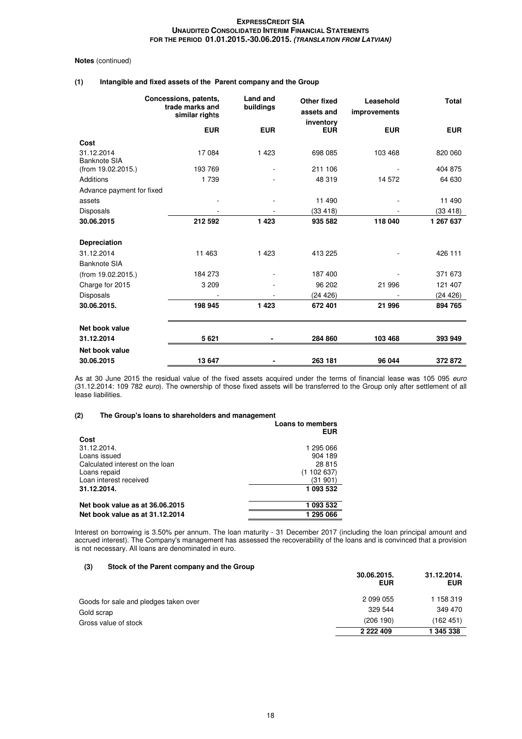**Notes** (continued)

**(1) Intangible and fixed assets of the Parent company and the Group**

| | Concessions, patents, trade marks and similar rights | Land and buildings | Other fixed assets and inventory | Leasehold improvements | Total |
|---|---|---|---|---|---|
| | EUR | EUR | EUR | EUR | EUR |
| **Cost** | | | | | |
| 31.12.2014 | 17 084 | 1 423 | 698 085 | 103 468 | 820 060 |
| Banknote SIA (from 19.02.2015.) | 193 769 | - | 211 106 | - | 404 875 |
| Additions | 1 739 | - | 48 319 | 14 572 | 64 630 |
| Advance payment for fixed assets | - | - | 11 490 | - | 11 490 |
| Disposals | - | - | (33 418) | - | (33 418) |
| **30.06.2015** | **212 592** | **1 423** | **935 582** | **118 040** | **1 267 637** |
| **Depreciation** | | | | | |
| 31.12.2014 | 11 463 | 1 423 | 413 225 | - | 426 111 |
| Banknote SIA (from 19.02.2015.) | 184 273 | - | 187 400 | - | 371 673 |
| Charge for 2015 | 3 209 | - | 96 202 | 21 996 | 121 407 |
| Disposals | - | - | (24 426) | - | (24 426) |
| **30.06.2015.** | **198 945** | **1 423** | **672 401** | **21 996** | **894 765** |
| **Net book value 31.12.2014** | **5 621** | **-** | **284 860** | **103 468** | **393 949** |
| **Net book value 30.06.2015** | **13 647** | **-** | **263 181** | **96 044** | **372 872** |

As at 30 June 2015 the residual value of the fixed assets acquired under the terms of financial lease was 105 095 *euro* (31.12.2014: 109 782 *euro*). The ownership of those fixed assets will be transferred to the Group only after settlement of all lease liabilities.

**(2) The Group's loans to shareholders and management**

| | Loans to members EUR |
|---|---|
| **Cost** | |
| 31.12.2014. | 1 295 066 |
| Loans issued | 904 189 |
| Calculated interest on the loan | 28 815 |
| Loans repaid | (1 102 637) |
| Loan interest received | (31 901) |
| **31.12.2014.** | **1 093 532** |
| **Net book value as at 36.06.2015** | **1 093 532** |
| **Net book value as at 31.12.2014** | **1 295 066** |

Interest on borrowing is 3.50% per annum. The loan maturity - 31 December 2017 (including the loan principal amount and accrued interest). The Company's management has assessed the recoverability of the loans and is convinced that a provision is not necessary. All loans are denominated in euro.

**(3) Stock of the Parent company and the Group**

| | 30.06.2015. EUR | 31.12.2014. EUR |
|---|---|---|
| Goods for sale and pledges taken over | 2 099 055 | 1 158 319 |
| Gold scrap | 329 544 | 349 470 |
| Gross value of stock | (206 190) | (162 451) |
| | **2 222 409** | **1 345 338** |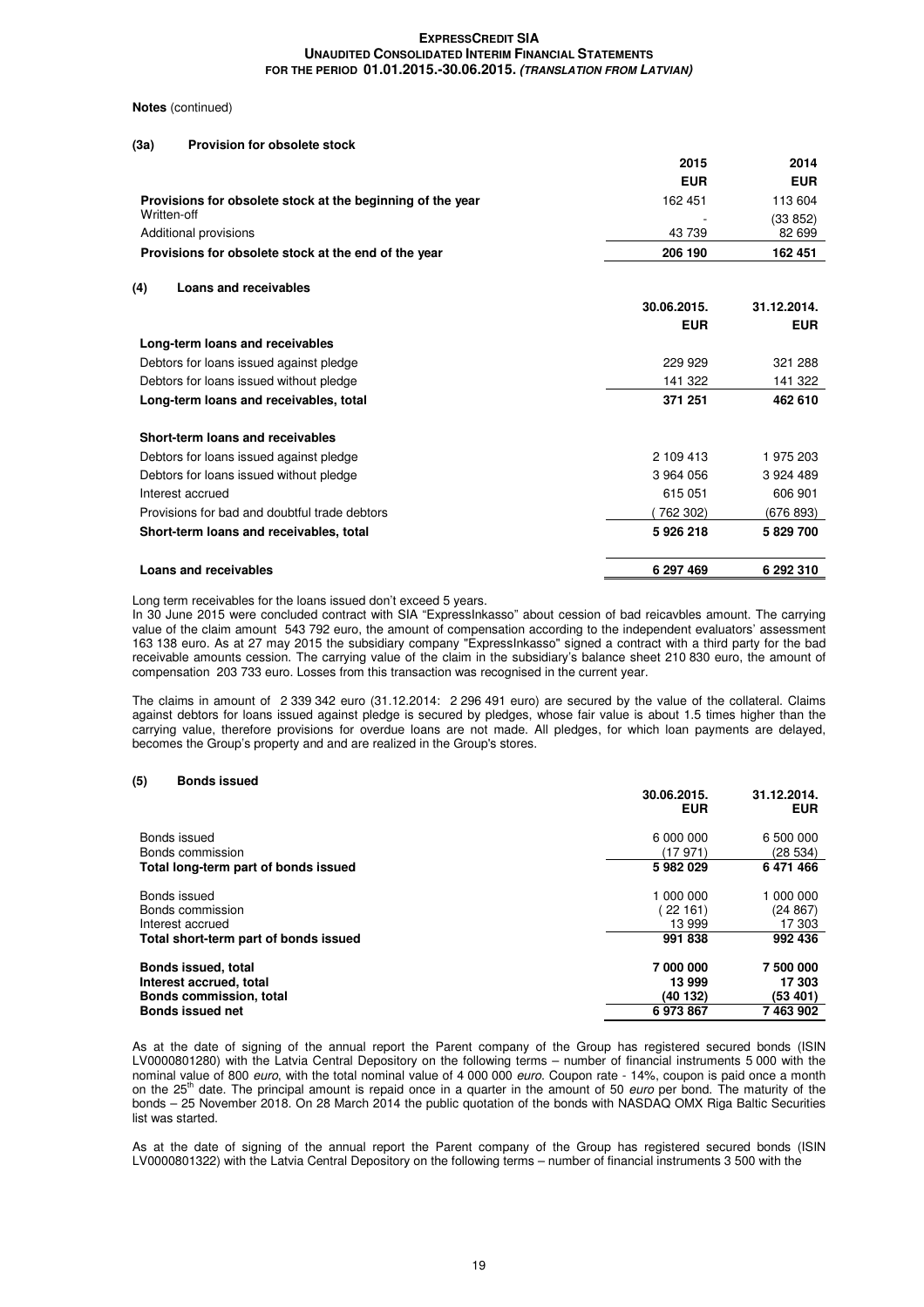**Notes** (continued)

**(3a) Provision for obsolete stock**

| | 2015 | 2014 |
|---|---|---|
| | EUR | EUR |
| **Provisions for obsolete stock at the beginning of the year** | 162 451 | 113 604 |
| Written-off | - | (33 852) |
| Additional provisions | 43 739 | 82 699 |
| **Provisions for obsolete stock at the end of the year** | **206 190** | **162 451** |

**(4) Loans and receivables**

| | 30.06.2015. | 31.12.2014. |
|---|---|---|
| | EUR | EUR |
| **Long-term loans and receivables** | | |
| Debtors for loans issued against pledge | 229 929 | 321 288 |
| Debtors for loans issued without pledge | 141 322 | 141 322 |
| **Long-term loans and receivables, total** | **371 251** | **462 610** |
| **Short-term loans and receivables** | | |
| Debtors for loans issued against pledge | 2 109 413 | 1 975 203 |
| Debtors for loans issued without pledge | 3 964 056 | 3 924 489 |
| Interest accrued | 615 051 | 606 901 |
| Provisions for bad and doubtful trade debtors | ( 762 302) | (676 893) |
| **Short-term loans and receivables, total** | **5 926 218** | **5 829 700** |
| **Loans and receivables** | **6 297 469** | **6 292 310** |

Long term receivables for the loans issued don't exceed 5 years.
In 30 June 2015 were concluded contract with SIA "ExpressInkasso" about cession of bad reicavbles amount. The carrying value of the claim amount 543 792 euro, the amount of compensation according to the independent evaluators' assessment 163 138 euro. As at 27 may 2015 the subsidiary company "ExpressInkasso" signed a contract with a third party for the bad receivable amounts cession. The carrying value of the claim in the subsidiary's balance sheet 210 830 euro, the amount of compensation 203 733 euro. Losses from this transaction was recognised in the current year.

The claims in amount of 2 339 342 euro (31.12.2014: 2 296 491 euro) are secured by the value of the collateral. Claims against debtors for loans issued against pledge is secured by pledges, whose fair value is about 1.5 times higher than the carrying value, therefore provisions for overdue loans are not made. All pledges, for which loan payments are delayed, becomes the Group's property and and are realized in the Group's stores.

**(5) Bonds issued**

| | 30.06.2015. EUR | 31.12.2014. EUR |
|---|---|---|
| Bonds issued | 6 000 000 | 6 500 000 |
| Bonds commission | (17 971) | (28 534) |
| **Total long-term part of bonds issued** | **5 982 029** | **6 471 466** |
| Bonds issued | 1 000 000 | 1 000 000 |
| Bonds commission | ( 22 161) | (24 867) |
| Interest accrued | 13 999 | 17 303 |
| **Total short-term part of bonds issued** | **991 838** | **992 436** |
| **Bonds issued, total** | **7 000 000** | **7 500 000** |
| **Interest accrued, total** | **13 999** | **17 303** |
| **Bonds commission, total** | **(40 132)** | **(53 401)** |
| **Bonds issued net** | **6 973 867** | **7 463 902** |

As at the date of signing of the annual report the Parent company of the Group has registered secured bonds (ISIN LV0000801280) with the Latvia Central Depository on the following terms – number of financial instruments 5 000 with the nominal value of 800 *euro*, with the total nominal value of 4 000 000 *euro*. Coupon rate - 14%, coupon is paid once a month on the 25th date. The principal amount is repaid once in a quarter in the amount of 50 *euro* per bond. The maturity of the bonds – 25 November 2018. On 28 March 2014 the public quotation of the bonds with NASDAQ OMX Riga Baltic Securities list was started.

As at the date of signing of the annual report the Parent company of the Group has registered secured bonds (ISIN LV0000801322) with the Latvia Central Depository on the following terms – number of financial instruments 3 500 with the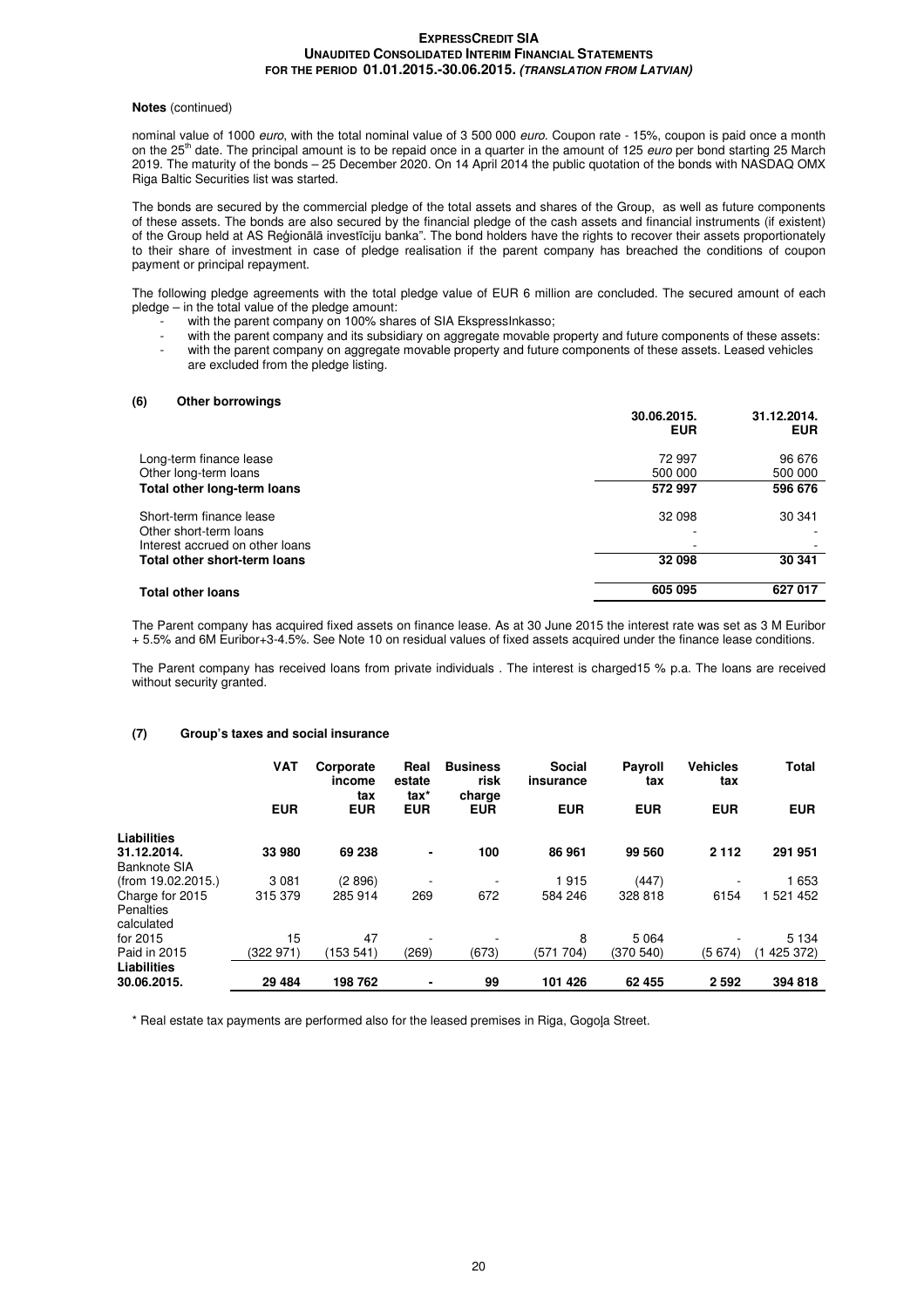**Notes** (continued)

nominal value of 1000 *euro*, with the total nominal value of 3 500 000 *euro*. Coupon rate - 15%, coupon is paid once a month on the 25th date. The principal amount is to be repaid once in a quarter in the amount of 125 *euro* per bond starting 25 March 2019. The maturity of the bonds – 25 December 2020. On 14 April 2014 the public quotation of the bonds with NASDAQ OMX Riga Baltic Securities list was started.

The bonds are secured by the commercial pledge of the total assets and shares of the Group, as well as future components of these assets. The bonds are also secured by the financial pledge of the cash assets and financial instruments (if existent) of the Group held at AS Reģionālā investīciju banka". The bond holders have the rights to recover their assets proportionately to their share of investment in case of pledge realisation if the parent company has breached the conditions of coupon payment or principal repayment.

The following pledge agreements with the total pledge value of EUR 6 million are concluded. The secured amount of each pledge – in the total value of the pledge amount:

- with the parent company on 100% shares of SIA EkspressInkasso;
- with the parent company and its subsidiary on aggregate movable property and future components of these assets:
- with the parent company on aggregate movable property and future components of these assets. Leased vehicles are excluded from the pledge listing.

### (6) Other borrowings

| | 30.06.2015. EUR | 31.12.2014. EUR |
|---|---|---|
| Long-term finance lease | 72 997 | 96 676 |
| Other long-term loans | 500 000 | 500 000 |
| **Total other long-term loans** | **572 997** | **596 676** |
| Short-term finance lease | 32 098 | 30 341 |
| Other short-term loans | - | - |
| Interest accrued on other loans | - | - |
| **Total other short-term loans** | **32 098** | **30 341** |
| **Total other loans** | **605 095** | **627 017** |

The Parent company has acquired fixed assets on finance lease. As at 30 June 2015 the interest rate was set as 3 M Euribor + 5.5% and 6M Euribor+3-4.5%. See Note 10 on residual values of fixed assets acquired under the finance lease conditions.

The Parent company has received loans from private individuals . The interest is charged15 % p.a. The loans are received without security granted.

### (7) Group's taxes and social insurance

| | VAT | Corporate income tax | Real estate tax* | Business risk charge | Social insurance | Payroll tax | Vehicles tax | Total |
|---|---|---|---|---|---|---|---|---|
| | EUR | EUR | EUR | EUR | EUR | EUR | EUR | EUR |
| **Liabilities 31.12.2014.** | **33 980** | **69 238** | **-** | **100** | **86 961** | **99 560** | **2 112** | **291 951** |
| Banknote SIA (from 19.02.2015.) | 3 081 | (2 896) | - | - | 1 915 | (447) | - | 1 653 |
| Charge for 2015 | 315 379 | 285 914 | 269 | 672 | 584 246 | 328 818 | 6154 | 1 521 452 |
| Penalties calculated for 2015 | 15 | 47 | - | - | 8 | 5 064 | - | 5 134 |
| Paid in 2015 | (322 971) | (153 541) | (269) | (673) | (571 704) | (370 540) | (5 674) | (1 425 372) |
| **Liabilities 30.06.2015.** | **29 484** | **198 762** | **-** | **99** | **101 426** | **62 455** | **2 592** | **394 818** |

\* Real estate tax payments are performed also for the leased premises in Riga, Gogoļa Street.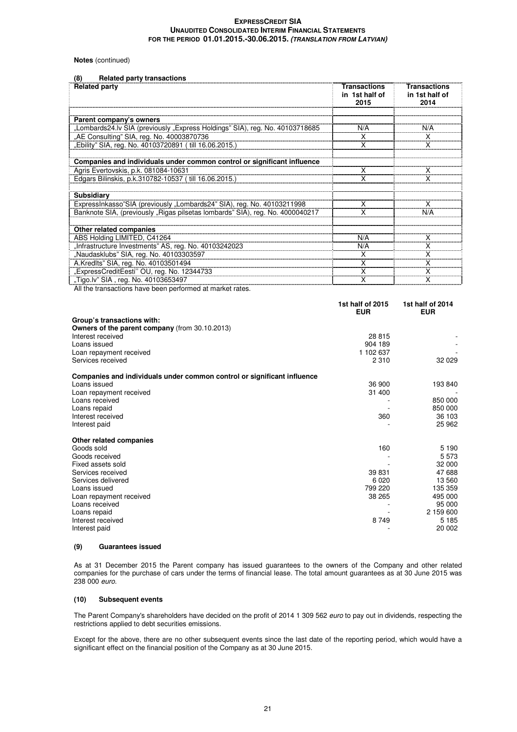**Notes** (continued)

### (8) Related party transactions

| Related party | Transactions in 1st half of 2015 | Transactions in 1st half of 2014 |
|---|---|---|
| **Parent company's owners** | | |
| „Lombards24.lv SIA (previously „Express Holdings" SIA), reg. No. 40103718685 | N/A | N/A |
| „AE Consulting" SIA, reg. No. 40003870736 | X | X |
| „Ebility" SIA, reg. No. 40103720891 ( till 16.06.2015.) | X | X |
| **Companies and individuals under common control or significant influence** | | |
| Agris Evertovskis, p.k. 081084-10631 | X | X |
| Edgars Bilinskis, p.k.310782-10537 ( till 16.06.2015.) | X | X |
| **Subsidiary** | | |
| ExpressInkasso"SIA (previously „Lombards24" SIA), reg. No. 40103211998 | X | X |
| Banknote SIA, (previously „Rigas pilsetas lombards" SIA), reg. No. 4000040217 | X | N/A |
| **Other related companies** | | |
| ABS Holding LIMITED, C41264 | N/A | X |
| „Infrastructure Investments" AS, reg. No. 40103242023 | N/A | X |
| „Naudasklubs" SIA, reg. No. 40103303597 | X | X |
| A.Kredīts" SIA, reg. No. 40103501494 | X | X |
| „ExpressCreditEesti" OU, reg. No. 12344733 | X | X |
| „Tigo.lv" SIA , reg. No. 40103653497 | X | X |

All the transactions have been performed at market rates.

| | 1st half of 2015 EUR | 1st half of 2014 EUR |
|---|---|---|
| **Group's transactions with:** | | |
| **Owners of the parent company** (from 30.10.2013) | | |
| Interest received | 28 815 | - |
| Loans issued | 904 189 | - |
| Loan repayment received | 1 102 637 | - |
| Services received | 2 310 | 32 029 |
| **Companies and individuals under common control or significant influence** | | |
| Loans issued | 36 900 | 193 840 |
| Loan repayment received | 31 400 | - |
| Loans received | - | 850 000 |
| Loans repaid | - | 850 000 |
| Interest received | 360 | 36 103 |
| Interest paid | - | 25 962 |
| **Other related companies** | | |
| Goods sold | 160 | 5 190 |
| Goods received | - | 5 573 |
| Fixed assets sold | - | 32 000 |
| Services received | 39 831 | 47 688 |
| Services delivered | 6 020 | 13 560 |
| Loans issued | 799 220 | 135 359 |
| Loan repayment received | 38 265 | 495 000 |
| Loans received | - | 95 000 |
| Loans repaid | - | 2 159 600 |
| Interest received | 8 749 | 5 185 |
| Interest paid | - | 20 002 |

### (9) Guarantees issued

As at 31 December 2015 the Parent company has issued guarantees to the owners of the Company and other related companies for the purchase of cars under the terms of financial lease. The total amount guarantees as at 30 June 2015 was 238 000 *euro*.

### (10) Subsequent events

The Parent Company's shareholders have decided on the profit of 2014 1 309 562 *euro* to pay out in dividends, respecting the restrictions applied to debt securities emissions.

Except for the above, there are no other subsequent events since the last date of the reporting period, which would have a significant effect on the financial position of the Company as at 30 June 2015.